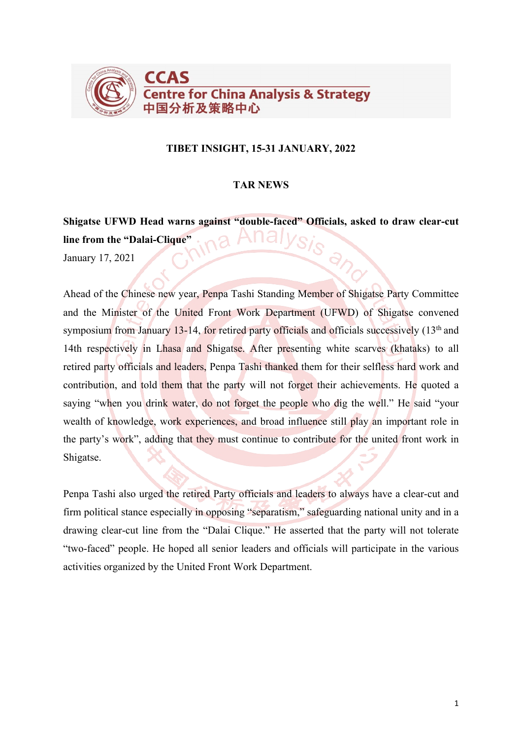**CCAS**
**Centre for China Analysis & Strategy**
**中国分析及策略中心**

# TIBET INSIGHT, 15-31 JANUARY, 2022

## TAR NEWS

**Shigatse UFWD Head warns against "double-faced" Officials, asked to draw clear-cut line from the "Dalai-Clique"**

January 17, 2021

Ahead of the Chinese new year, Penpa Tashi Standing Member of Shigatse Party Committee and the Minister of the United Front Work Department (UFWD) of Shigatse convened symposium from January 13-14, for retired party officials and officials successively (13th and 14th respectively in Lhasa and Shigatse. After presenting white scarves (khataks) to all retired party officials and leaders, Penpa Tashi thanked them for their selfless hard work and contribution, and told them that the party will not forget their achievements. He quoted a saying "when you drink water, do not forget the people who dig the well." He said "your wealth of knowledge, work experiences, and broad influence still play an important role in the party's work", adding that they must continue to contribute for the united front work in Shigatse.

Penpa Tashi also urged the retired Party officials and leaders to always have a clear-cut and firm political stance especially in opposing "separatism," safeguarding national unity and in a drawing clear-cut line from the "Dalai Clique." He asserted that the party will not tolerate "two-faced" people. He hoped all senior leaders and officials will participate in the various activities organized by the United Front Work Department.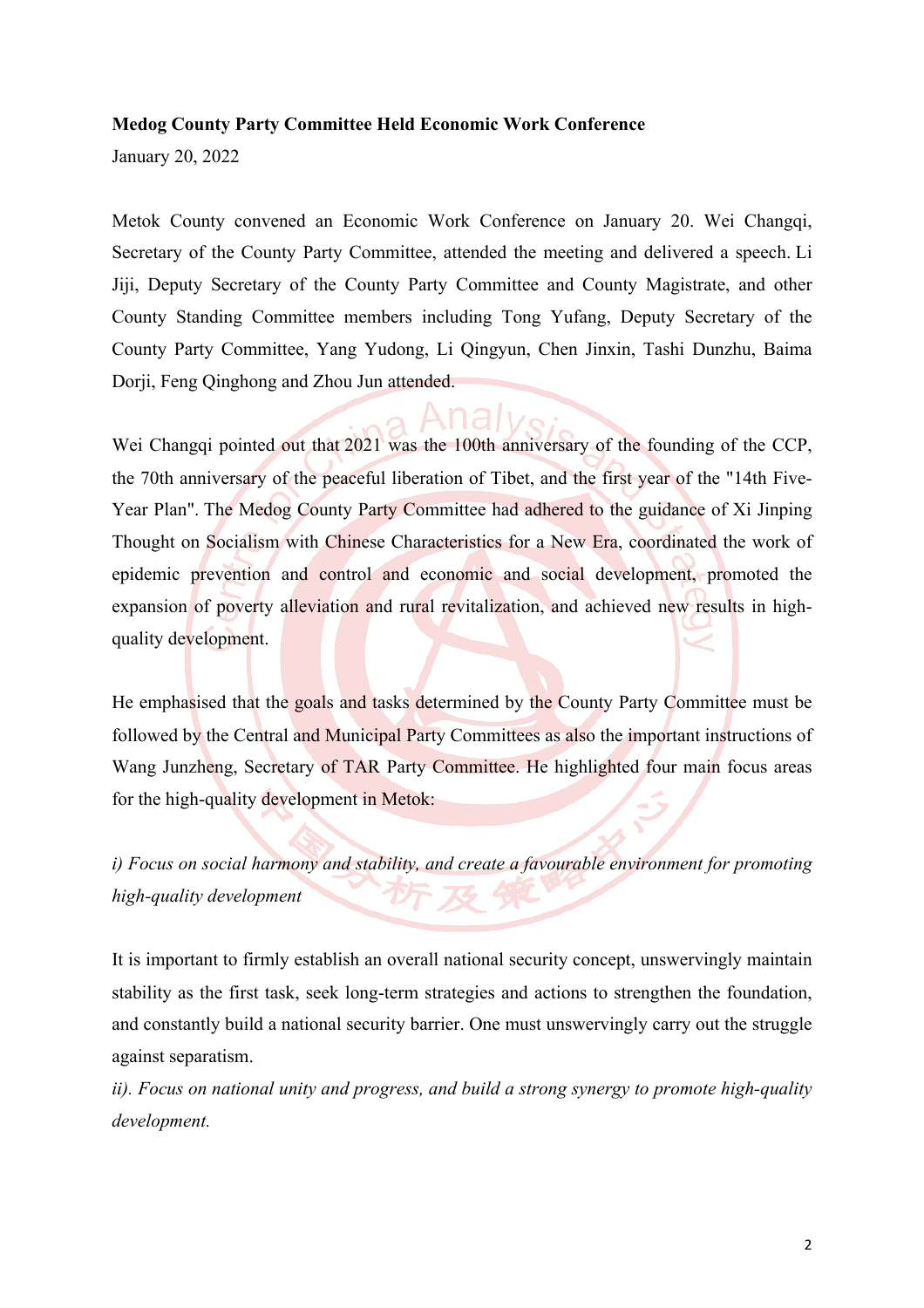**Medog County Party Committee Held Economic Work Conference**

January 20, 2022

Metok County convened an Economic Work Conference on January 20. Wei Changqi, Secretary of the County Party Committee, attended the meeting and delivered a speech. Li Jiji, Deputy Secretary of the County Party Committee and County Magistrate, and other County Standing Committee members including Tong Yufang, Deputy Secretary of the County Party Committee, Yang Yudong, Li Qingyun, Chen Jinxin, Tashi Dunzhu, Baima Dorji, Feng Qinghong and Zhou Jun attended.

Wei Changqi pointed out that 2021 was the 100th anniversary of the founding of the CCP, the 70th anniversary of the peaceful liberation of Tibet, and the first year of the "14th Five-Year Plan". The Medog County Party Committee had adhered to the guidance of Xi Jinping Thought on Socialism with Chinese Characteristics for a New Era, coordinated the work of epidemic prevention and control and economic and social development, promoted the expansion of poverty alleviation and rural revitalization, and achieved new results in high-quality development.

He emphasised that the goals and tasks determined by the County Party Committee must be followed by the Central and Municipal Party Committees as also the important instructions of Wang Junzheng, Secretary of TAR Party Committee. He highlighted four main focus areas for the high-quality development in Metok:

*i) Focus on social harmony and stability, and create a favourable environment for promoting high-quality development*

It is important to firmly establish an overall national security concept, unswervingly maintain stability as the first task, seek long-term strategies and actions to strengthen the foundation, and constantly build a national security barrier. One must unswervingly carry out the struggle against separatism.

*ii). Focus on national unity and progress, and build a strong synergy to promote high-quality development.*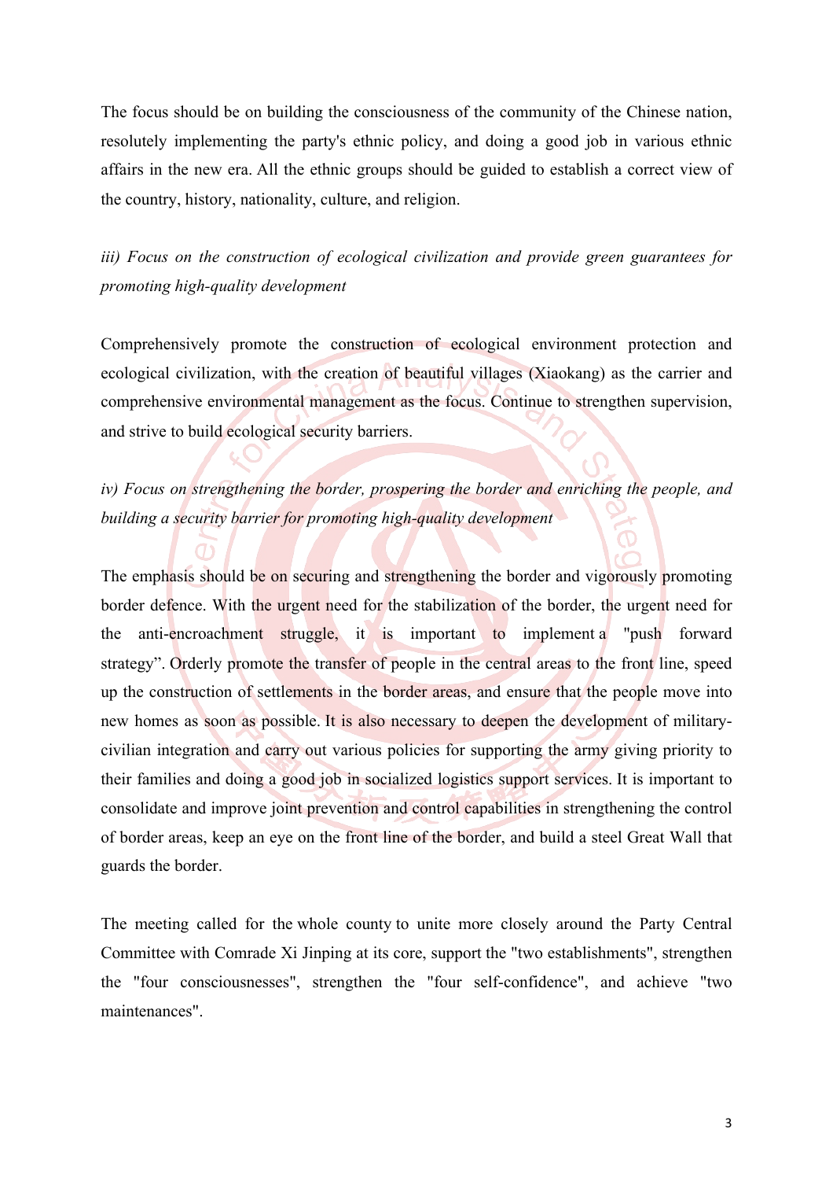The focus should be on building the consciousness of the community of the Chinese nation, resolutely implementing the party's ethnic policy, and doing a good job in various ethnic affairs in the new era. All the ethnic groups should be guided to establish a correct view of the country, history, nationality, culture, and religion.

*iii) Focus on the construction of ecological civilization and provide green guarantees for promoting high-quality development*

Comprehensively promote the construction of ecological environment protection and ecological civilization, with the creation of beautiful villages (Xiaokang) as the carrier and comprehensive environmental management as the focus. Continue to strengthen supervision, and strive to build ecological security barriers.

*iv) Focus on strengthening the border, prospering the border and enriching the people, and building a security barrier for promoting high-quality development*

The emphasis should be on securing and strengthening the border and vigorously promoting border defence. With the urgent need for the stabilization of the border, the urgent need for the anti-encroachment struggle, it is important to implement a "push forward strategy". Orderly promote the transfer of people in the central areas to the front line, speed up the construction of settlements in the border areas, and ensure that the people move into new homes as soon as possible. It is also necessary to deepen the development of military-civilian integration and carry out various policies for supporting the army giving priority to their families and doing a good job in socialized logistics support services. It is important to consolidate and improve joint prevention and control capabilities in strengthening the control of border areas, keep an eye on the front line of the border, and build a steel Great Wall that guards the border.

The meeting called for the whole county to unite more closely around the Party Central Committee with Comrade Xi Jinping at its core, support the "two establishments", strengthen the "four consciousnesses", strengthen the "four self-confidence", and achieve "two maintenances".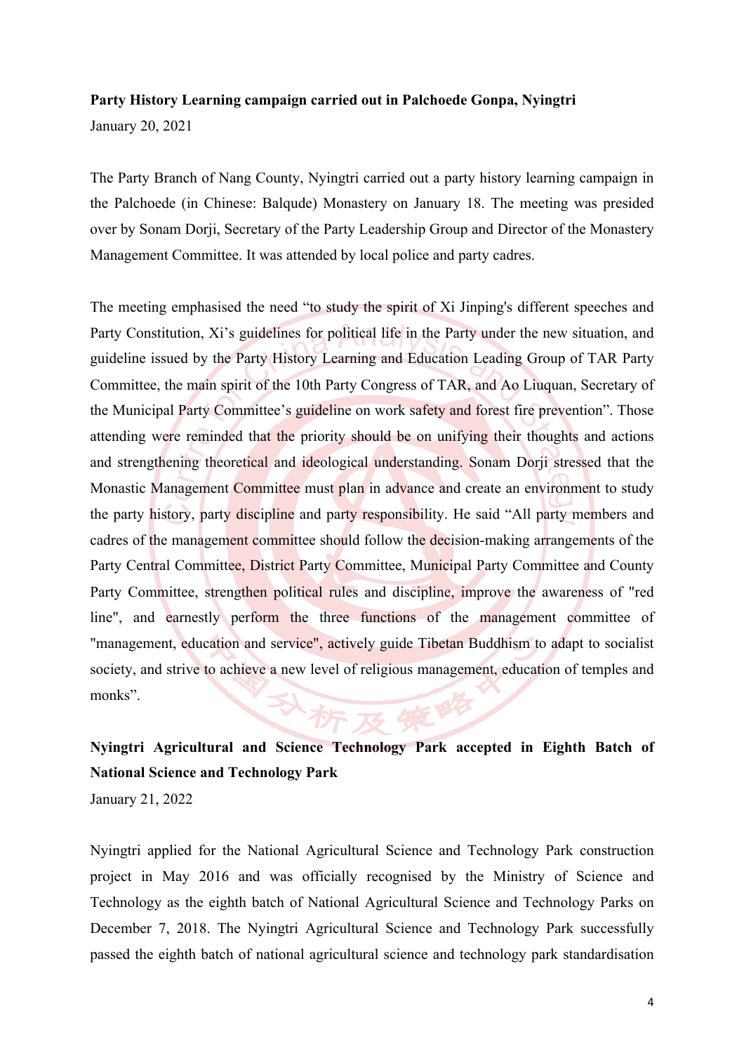**Party History Learning campaign carried out in Palchoede Gonpa, Nyingtri**

January 20, 2021

The Party Branch of Nang County, Nyingtri carried out a party history learning campaign in the Palchoede (in Chinese: Balqude) Monastery on January 18. The meeting was presided over by Sonam Dorji, Secretary of the Party Leadership Group and Director of the Monastery Management Committee. It was attended by local police and party cadres.

The meeting emphasised the need "to study the spirit of Xi Jinping's different speeches and Party Constitution, Xi's guidelines for political life in the Party under the new situation, and guideline issued by the Party History Learning and Education Leading Group of TAR Party Committee, the main spirit of the 10th Party Congress of TAR, and Ao Liuquan, Secretary of the Municipal Party Committee's guideline on work safety and forest fire prevention". Those attending were reminded that the priority should be on unifying their thoughts and actions and strengthening theoretical and ideological understanding. Sonam Dorji stressed that the Monastic Management Committee must plan in advance and create an environment to study the party history, party discipline and party responsibility. He said "All party members and cadres of the management committee should follow the decision-making arrangements of the Party Central Committee, District Party Committee, Municipal Party Committee and County Party Committee, strengthen political rules and discipline, improve the awareness of "red line", and earnestly perform the three functions of the management committee of "management, education and service", actively guide Tibetan Buddhism to adapt to socialist society, and strive to achieve a new level of religious management, education of temples and monks".

**Nyingtri Agricultural and Science Technology Park accepted in Eighth Batch of National Science and Technology Park**

January 21, 2022

Nyingtri applied for the National Agricultural Science and Technology Park construction project in May 2016 and was officially recognised by the Ministry of Science and Technology as the eighth batch of National Agricultural Science and Technology Parks on December 7, 2018. The Nyingtri Agricultural Science and Technology Park successfully passed the eighth batch of national agricultural science and technology park standardisation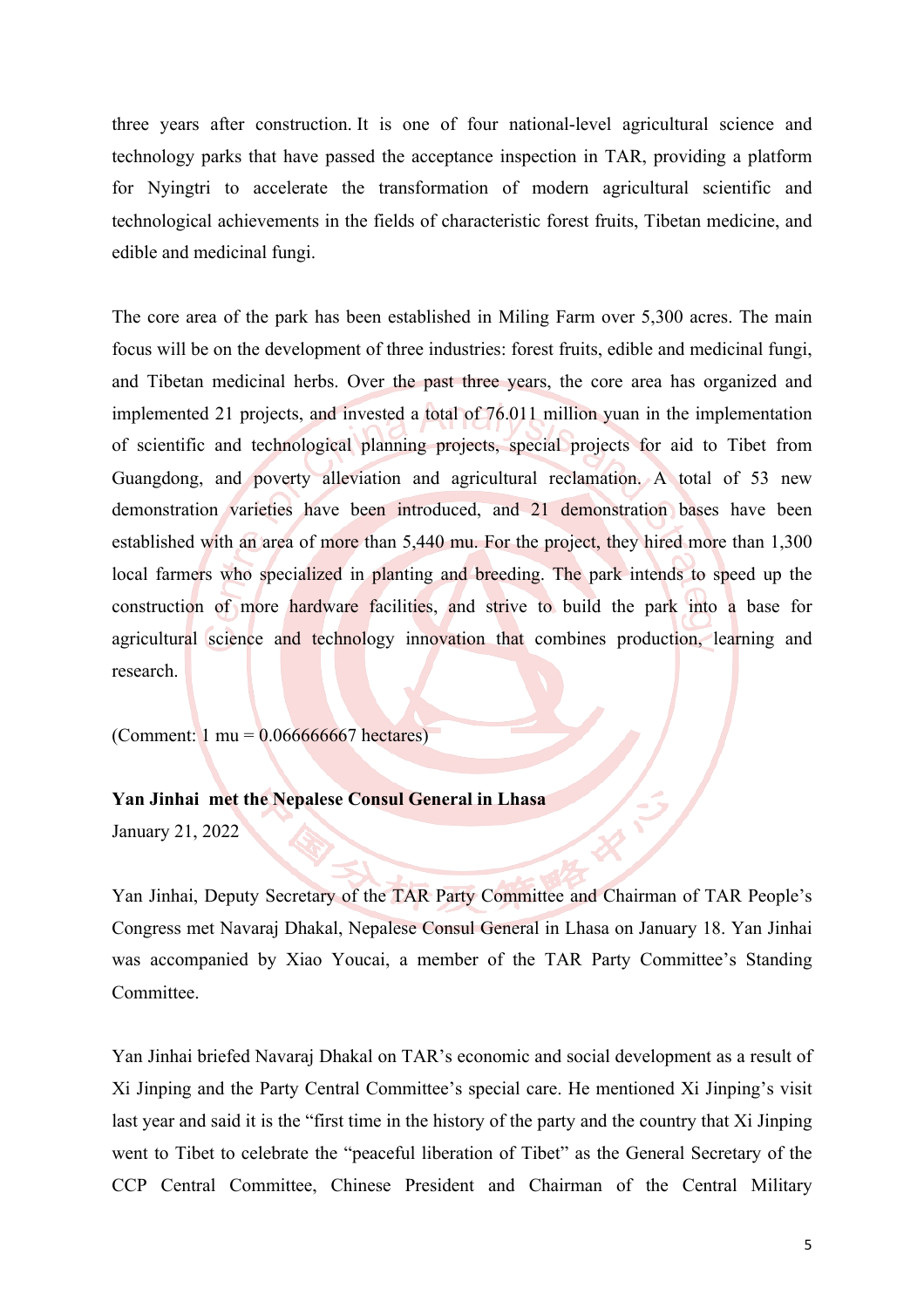three years after construction. It is one of four national-level agricultural science and technology parks that have passed the acceptance inspection in TAR, providing a platform for Nyingtri to accelerate the transformation of modern agricultural scientific and technological achievements in the fields of characteristic forest fruits, Tibetan medicine, and edible and medicinal fungi.

The core area of the park has been established in Miling Farm over 5,300 acres. The main focus will be on the development of three industries: forest fruits, edible and medicinal fungi, and Tibetan medicinal herbs. Over the past three years, the core area has organized and implemented 21 projects, and invested a total of 76.011 million yuan in the implementation of scientific and technological planning projects, special projects for aid to Tibet from Guangdong, and poverty alleviation and agricultural reclamation. A total of 53 new demonstration varieties have been introduced, and 21 demonstration bases have been established with an area of more than 5,440 mu. For the project, they hired more than 1,300 local farmers who specialized in planting and breeding. The park intends to speed up the construction of more hardware facilities, and strive to build the park into a base for agricultural science and technology innovation that combines production, learning and research.

(Comment: 1 mu = 0.066666667 hectares)

**Yan Jinhai met the Nepalese Consul General in Lhasa**

January 21, 2022

Yan Jinhai, Deputy Secretary of the TAR Party Committee and Chairman of TAR People's Congress met Navaraj Dhakal, Nepalese Consul General in Lhasa on January 18. Yan Jinhai was accompanied by Xiao Youcai, a member of the TAR Party Committee's Standing Committee.

Yan Jinhai briefed Navaraj Dhakal on TAR's economic and social development as a result of Xi Jinping and the Party Central Committee's special care. He mentioned Xi Jinping's visit last year and said it is the "first time in the history of the party and the country that Xi Jinping went to Tibet to celebrate the "peaceful liberation of Tibet" as the General Secretary of the CCP Central Committee, Chinese President and Chairman of the Central Military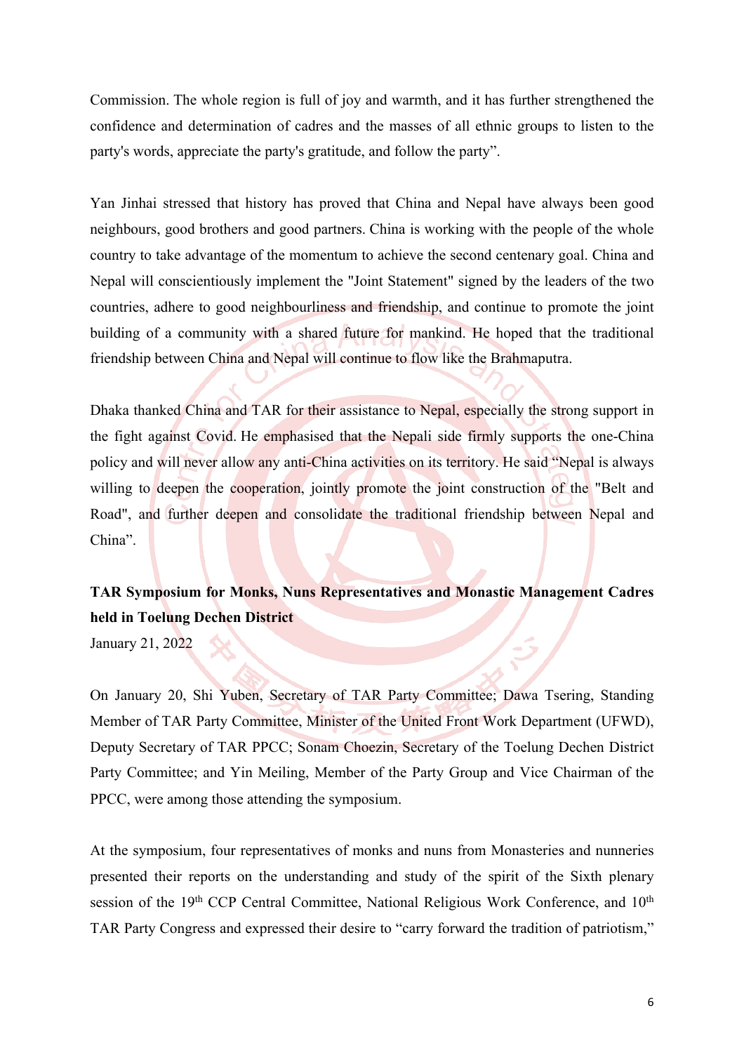Commission. The whole region is full of joy and warmth, and it has further strengthened the confidence and determination of cadres and the masses of all ethnic groups to listen to the party's words, appreciate the party's gratitude, and follow the party".

Yan Jinhai stressed that history has proved that China and Nepal have always been good neighbours, good brothers and good partners. China is working with the people of the whole country to take advantage of the momentum to achieve the second centenary goal. China and Nepal will conscientiously implement the "Joint Statement" signed by the leaders of the two countries, adhere to good neighbourliness and friendship, and continue to promote the joint building of a community with a shared future for mankind. He hoped that the traditional friendship between China and Nepal will continue to flow like the Brahmaputra.

Dhaka thanked China and TAR for their assistance to Nepal, especially the strong support in the fight against Covid. He emphasised that the Nepali side firmly supports the one-China policy and will never allow any anti-China activities on its territory. He said "Nepal is always willing to deepen the cooperation, jointly promote the joint construction of the "Belt and Road", and further deepen and consolidate the traditional friendship between Nepal and China".

**TAR Symposium for Monks, Nuns Representatives and Monastic Management Cadres held in Toelung Dechen District**

January 21, 2022

On January 20, Shi Yuben, Secretary of TAR Party Committee; Dawa Tsering, Standing Member of TAR Party Committee, Minister of the United Front Work Department (UFWD), Deputy Secretary of TAR PPCC; Sonam Choezin, Secretary of the Toelung Dechen District Party Committee; and Yin Meiling, Member of the Party Group and Vice Chairman of the PPCC, were among those attending the symposium.

At the symposium, four representatives of monks and nuns from Monasteries and nunneries presented their reports on the understanding and study of the spirit of the Sixth plenary session of the 19th CCP Central Committee, National Religious Work Conference, and 10th TAR Party Congress and expressed their desire to "carry forward the tradition of patriotism,"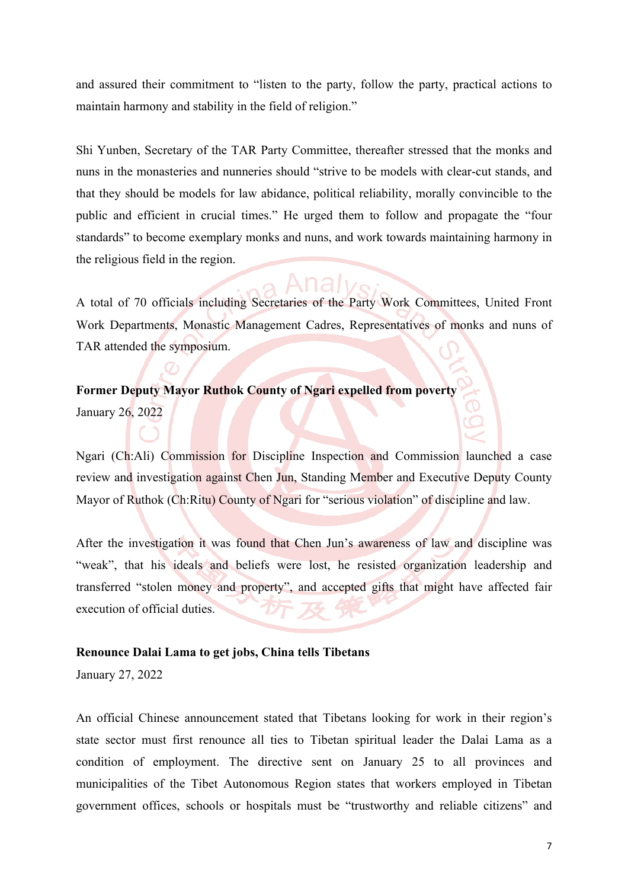and assured their commitment to "listen to the party, follow the party, practical actions to maintain harmony and stability in the field of religion."

Shi Yunben, Secretary of the TAR Party Committee, thereafter stressed that the monks and nuns in the monasteries and nunneries should "strive to be models with clear-cut stands, and that they should be models for law abidance, political reliability, morally convincible to the public and efficient in crucial times." He urged them to follow and propagate the "four standards" to become exemplary monks and nuns, and work towards maintaining harmony in the religious field in the region.

A total of 70 officials including Secretaries of the Party Work Committees, United Front Work Departments, Monastic Management Cadres, Representatives of monks and nuns of TAR attended the symposium.

**Former Deputy Mayor Ruthok County of Ngari expelled from poverty**

January 26, 2022

Ngari (Ch:Ali) Commission for Discipline Inspection and Commission launched a case review and investigation against Chen Jun, Standing Member and Executive Deputy County Mayor of Ruthok (Ch:Ritu) County of Ngari for "serious violation" of discipline and law.

After the investigation it was found that Chen Jun's awareness of law and discipline was "weak", that his ideals and beliefs were lost, he resisted organization leadership and transferred "stolen money and property", and accepted gifts that might have affected fair execution of official duties.

**Renounce Dalai Lama to get jobs, China tells Tibetans**

January 27, 2022

An official Chinese announcement stated that Tibetans looking for work in their region's state sector must first renounce all ties to Tibetan spiritual leader the Dalai Lama as a condition of employment. The directive sent on January 25 to all provinces and municipalities of the Tibet Autonomous Region states that workers employed in Tibetan government offices, schools or hospitals must be "trustworthy and reliable citizens" and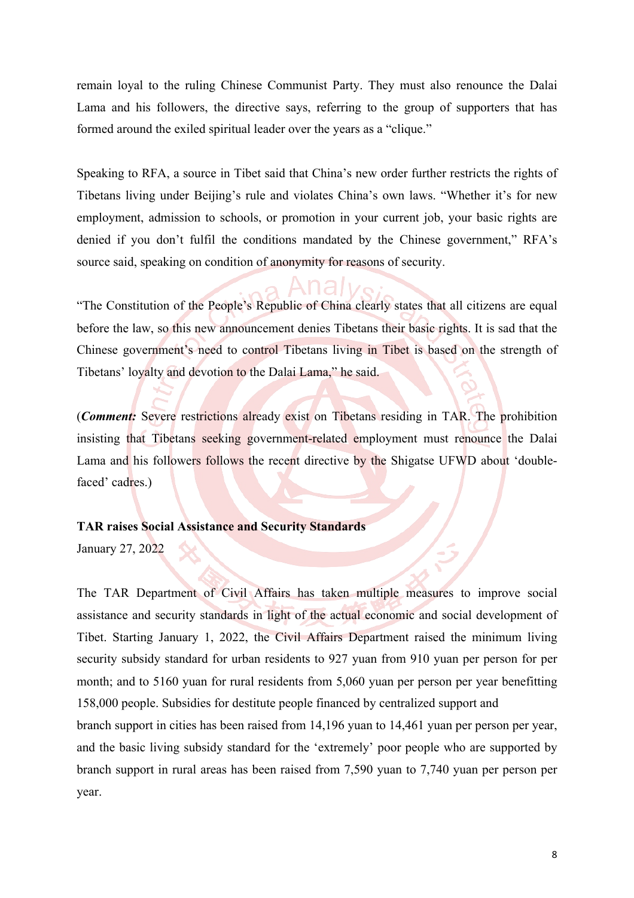remain loyal to the ruling Chinese Communist Party. They must also renounce the Dalai Lama and his followers, the directive says, referring to the group of supporters that has formed around the exiled spiritual leader over the years as a "clique."

Speaking to RFA, a source in Tibet said that China's new order further restricts the rights of Tibetans living under Beijing's rule and violates China's own laws. "Whether it's for new employment, admission to schools, or promotion in your current job, your basic rights are denied if you don't fulfil the conditions mandated by the Chinese government," RFA's source said, speaking on condition of anonymity for reasons of security.

"The Constitution of the People's Republic of China clearly states that all citizens are equal before the law, so this new announcement denies Tibetans their basic rights. It is sad that the Chinese government's need to control Tibetans living in Tibet is based on the strength of Tibetans' loyalty and devotion to the Dalai Lama," he said.

(***Comment:*** Severe restrictions already exist on Tibetans residing in TAR. The prohibition insisting that Tibetans seeking government-related employment must renounce the Dalai Lama and his followers follows the recent directive by the Shigatse UFWD about 'double-faced' cadres.)

**TAR raises Social Assistance and Security Standards**

January 27, 2022

The TAR Department of Civil Affairs has taken multiple measures to improve social assistance and security standards in light of the actual economic and social development of Tibet. Starting January 1, 2022, the Civil Affairs Department raised the minimum living security subsidy standard for urban residents to 927 yuan from 910 yuan per person for per month; and to 5160 yuan for rural residents from 5,060 yuan per person per year benefitting 158,000 people. Subsidies for destitute people financed by centralized support and branch support in cities has been raised from 14,196 yuan to 14,461 yuan per person per year, and the basic living subsidy standard for the 'extremely' poor people who are supported by branch support in rural areas has been raised from 7,590 yuan to 7,740 yuan per person per year.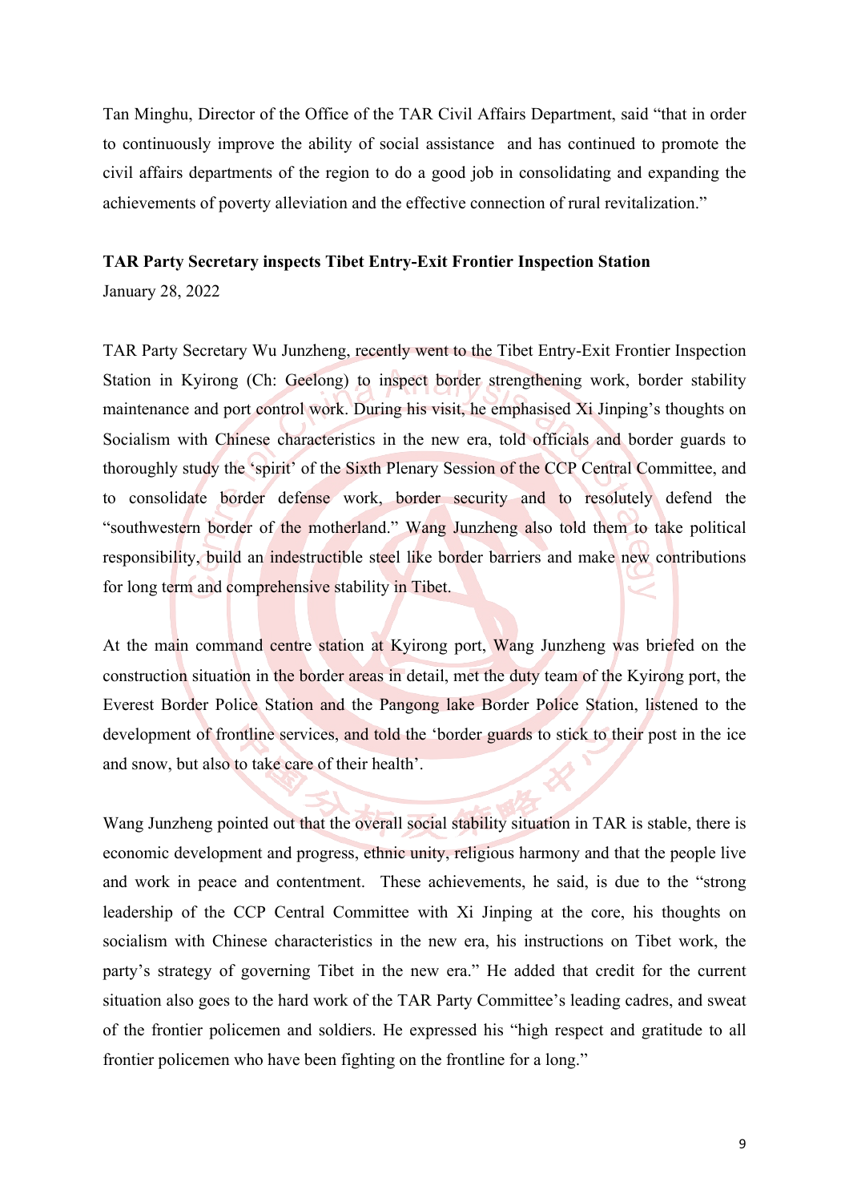Tan Minghu, Director of the Office of the TAR Civil Affairs Department, said "that in order to continuously improve the ability of social assistance and has continued to promote the civil affairs departments of the region to do a good job in consolidating and expanding the achievements of poverty alleviation and the effective connection of rural revitalization."

**TAR Party Secretary inspects Tibet Entry-Exit Frontier Inspection Station**

January 28, 2022

TAR Party Secretary Wu Junzheng, recently went to the Tibet Entry-Exit Frontier Inspection Station in Kyirong (Ch: Geelong) to inspect border strengthening work, border stability maintenance and port control work. During his visit, he emphasised Xi Jinping's thoughts on Socialism with Chinese characteristics in the new era, told officials and border guards to thoroughly study the 'spirit' of the Sixth Plenary Session of the CCP Central Committee, and to consolidate border defense work, border security and to resolutely defend the "southwestern border of the motherland." Wang Junzheng also told them to take political responsibility, build an indestructible steel like border barriers and make new contributions for long term and comprehensive stability in Tibet.

At the main command centre station at Kyirong port, Wang Junzheng was briefed on the construction situation in the border areas in detail, met the duty team of the Kyirong port, the Everest Border Police Station and the Pangong lake Border Police Station, listened to the development of frontline services, and told the 'border guards to stick to their post in the ice and snow, but also to take care of their health'.

Wang Junzheng pointed out that the overall social stability situation in TAR is stable, there is economic development and progress, ethnic unity, religious harmony and that the people live and work in peace and contentment. These achievements, he said, is due to the "strong leadership of the CCP Central Committee with Xi Jinping at the core, his thoughts on socialism with Chinese characteristics in the new era, his instructions on Tibet work, the party's strategy of governing Tibet in the new era." He added that credit for the current situation also goes to the hard work of the TAR Party Committee's leading cadres, and sweat of the frontier policemen and soldiers. He expressed his "high respect and gratitude to all frontier policemen who have been fighting on the frontline for a long."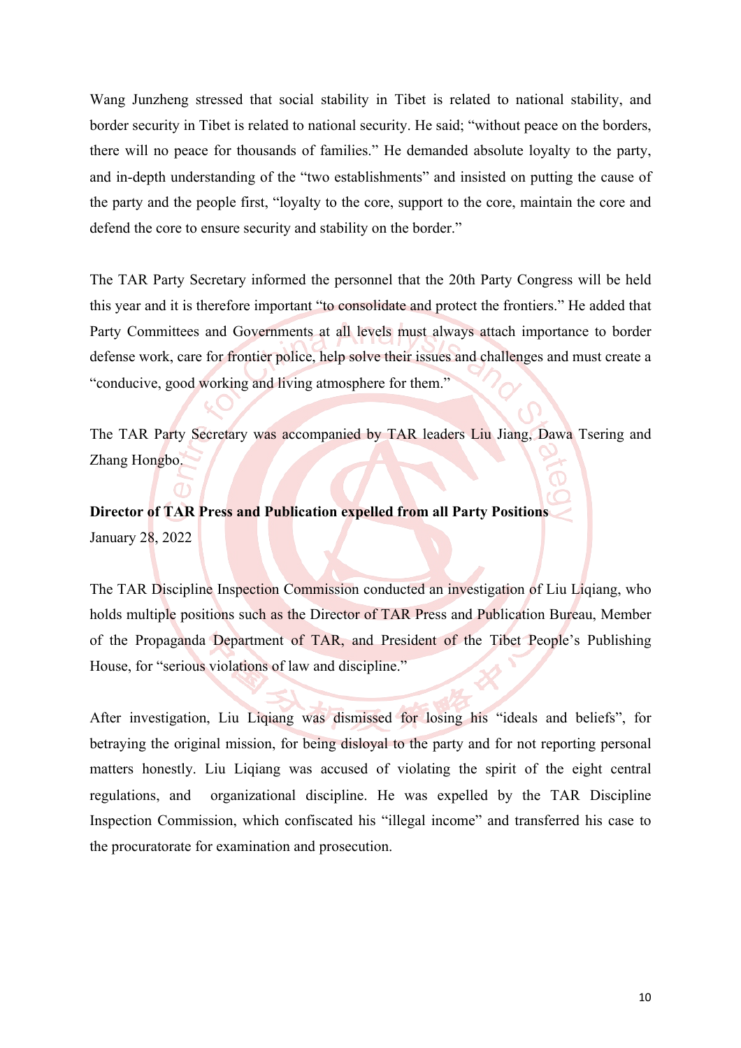Wang Junzheng stressed that social stability in Tibet is related to national stability, and border security in Tibet is related to national security. He said; "without peace on the borders, there will no peace for thousands of families." He demanded absolute loyalty to the party, and in-depth understanding of the "two establishments" and insisted on putting the cause of the party and the people first, "loyalty to the core, support to the core, maintain the core and defend the core to ensure security and stability on the border."

The TAR Party Secretary informed the personnel that the 20th Party Congress will be held this year and it is therefore important "to consolidate and protect the frontiers." He added that Party Committees and Governments at all levels must always attach importance to border defense work, care for frontier police, help solve their issues and challenges and must create a "conducive, good working and living atmosphere for them."

The TAR Party Secretary was accompanied by TAR leaders Liu Jiang, Dawa Tsering and Zhang Hongbo.

**Director of TAR Press and Publication expelled from all Party Positions**
January 28, 2022

The TAR Discipline Inspection Commission conducted an investigation of Liu Liqiang, who holds multiple positions such as the Director of TAR Press and Publication Bureau, Member of the Propaganda Department of TAR, and President of the Tibet People's Publishing House, for "serious violations of law and discipline."

After investigation, Liu Liqiang was dismissed for losing his "ideals and beliefs", for betraying the original mission, for being disloyal to the party and for not reporting personal matters honestly. Liu Liqiang was accused of violating the spirit of the eight central regulations, and organizational discipline. He was expelled by the TAR Discipline Inspection Commission, which confiscated his "illegal income" and transferred his case to the procuratorate for examination and prosecution.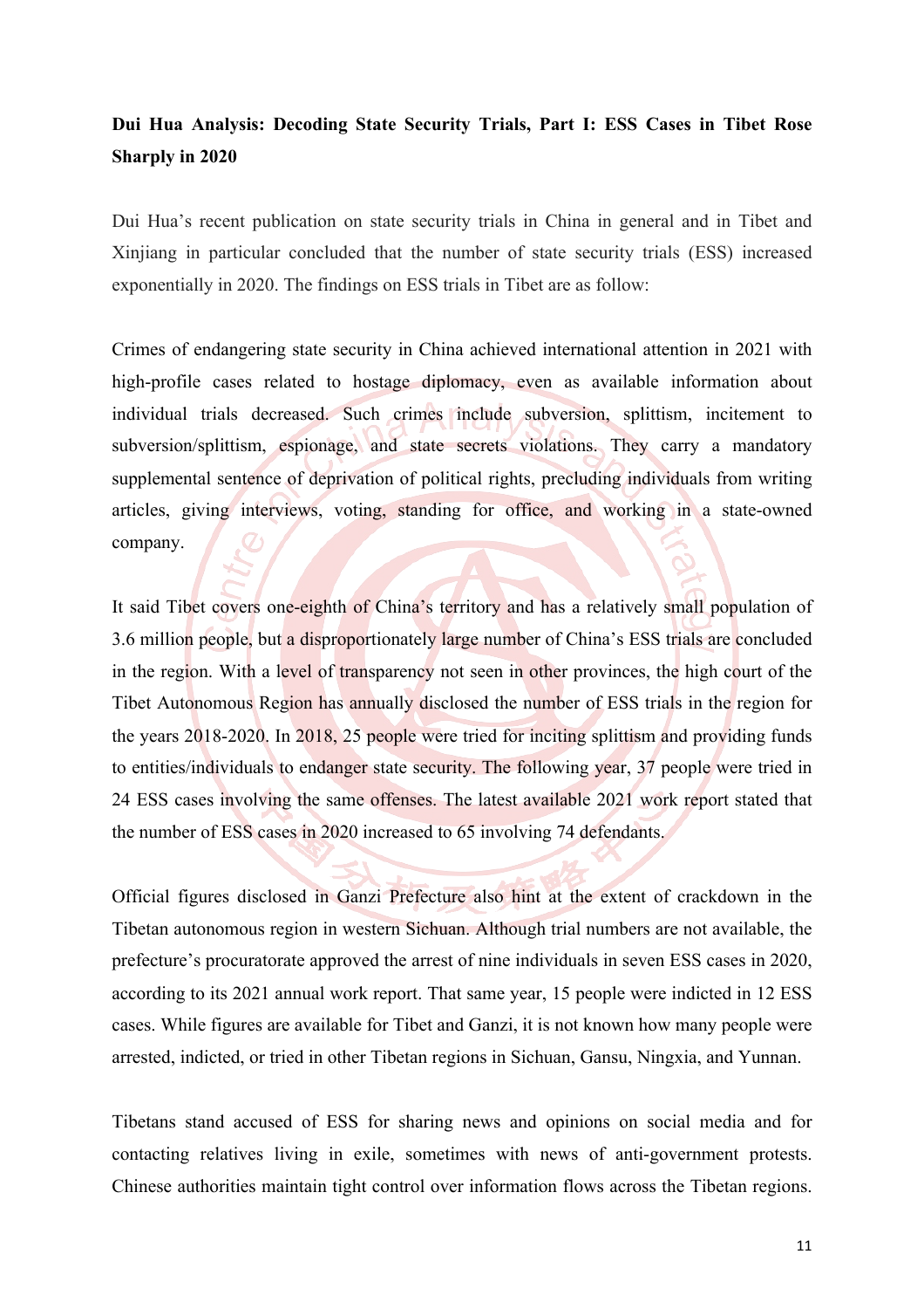**Dui Hua Analysis: Decoding State Security Trials, Part I: ESS Cases in Tibet Rose Sharply in 2020**

Dui Hua's recent publication on state security trials in China in general and in Tibet and Xinjiang in particular concluded that the number of state security trials (ESS) increased exponentially in 2020. The findings on ESS trials in Tibet are as follow:

Crimes of endangering state security in China achieved international attention in 2021 with high-profile cases related to hostage diplomacy, even as available information about individual trials decreased. Such crimes include subversion, splittism, incitement to subversion/splittism, espionage, and state secrets violations. They carry a mandatory supplemental sentence of deprivation of political rights, precluding individuals from writing articles, giving interviews, voting, standing for office, and working in a state-owned company.

It said Tibet covers one-eighth of China's territory and has a relatively small population of 3.6 million people, but a disproportionately large number of China's ESS trials are concluded in the region. With a level of transparency not seen in other provinces, the high court of the Tibet Autonomous Region has annually disclosed the number of ESS trials in the region for the years 2018-2020. In 2018, 25 people were tried for inciting splittism and providing funds to entities/individuals to endanger state security. The following year, 37 people were tried in 24 ESS cases involving the same offenses. The latest available 2021 work report stated that the number of ESS cases in 2020 increased to 65 involving 74 defendants.

Official figures disclosed in Ganzi Prefecture also hint at the extent of crackdown in the Tibetan autonomous region in western Sichuan. Although trial numbers are not available, the prefecture's procuratorate approved the arrest of nine individuals in seven ESS cases in 2020, according to its 2021 annual work report. That same year, 15 people were indicted in 12 ESS cases. While figures are available for Tibet and Ganzi, it is not known how many people were arrested, indicted, or tried in other Tibetan regions in Sichuan, Gansu, Ningxia, and Yunnan.

Tibetans stand accused of ESS for sharing news and opinions on social media and for contacting relatives living in exile, sometimes with news of anti-government protests. Chinese authorities maintain tight control over information flows across the Tibetan regions.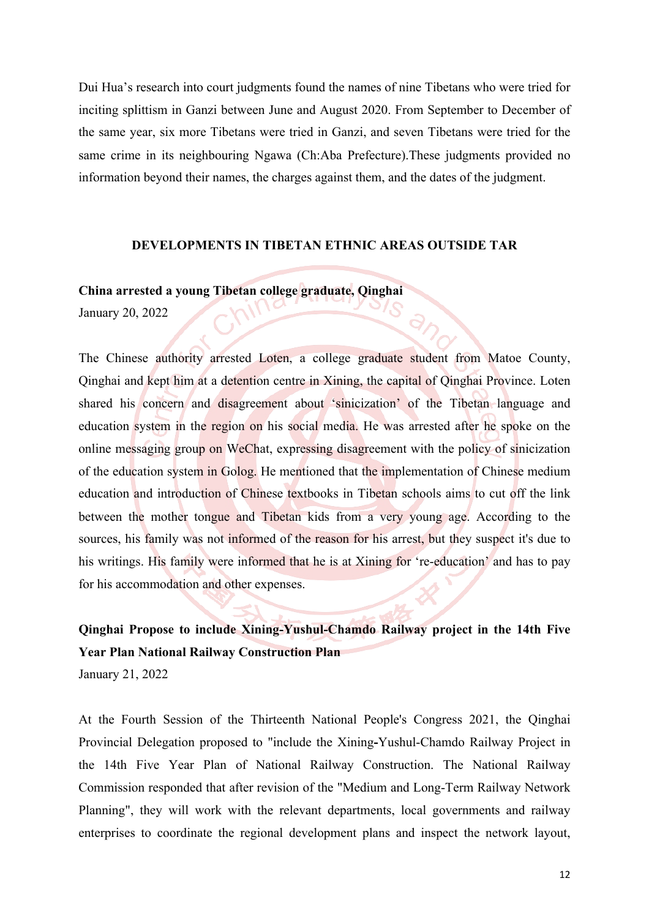Dui Hua's research into court judgments found the names of nine Tibetans who were tried for inciting splittism in Ganzi between June and August 2020. From September to December of the same year, six more Tibetans were tried in Ganzi, and seven Tibetans were tried for the same crime in its neighbouring Ngawa (Ch:Aba Prefecture).These judgments provided no information beyond their names, the charges against them, and the dates of the judgment.

## DEVELOPMENTS IN TIBETAN ETHNIC AREAS OUTSIDE TAR

**China arrested a young Tibetan college graduate, Qinghai**

January 20, 2022

The Chinese authority arrested Loten, a college graduate student from Matoe County, Qinghai and kept him at a detention centre in Xining, the capital of Qinghai Province. Loten shared his concern and disagreement about 'sinicization' of the Tibetan language and education system in the region on his social media. He was arrested after he spoke on the online messaging group on WeChat, expressing disagreement with the policy of sinicization of the education system in Golog. He mentioned that the implementation of Chinese medium education and introduction of Chinese textbooks in Tibetan schools aims to cut off the link between the mother tongue and Tibetan kids from a very young age. According to the sources, his family was not informed of the reason for his arrest, but they suspect it's due to his writings. His family were informed that he is at Xining for 're-education' and has to pay for his accommodation and other expenses.

**Qinghai Propose to include Xining-Yushul-Chamdo Railway project in the 14th Five Year Plan National Railway Construction Plan**

January 21, 2022

At the Fourth Session of the Thirteenth National People's Congress 2021, the Qinghai Provincial Delegation proposed to "include the Xining-Yushul-Chamdo Railway Project in the 14th Five Year Plan of National Railway Construction. The National Railway Commission responded that after revision of the "Medium and Long-Term Railway Network Planning", they will work with the relevant departments, local governments and railway enterprises to coordinate the regional development plans and inspect the network layout,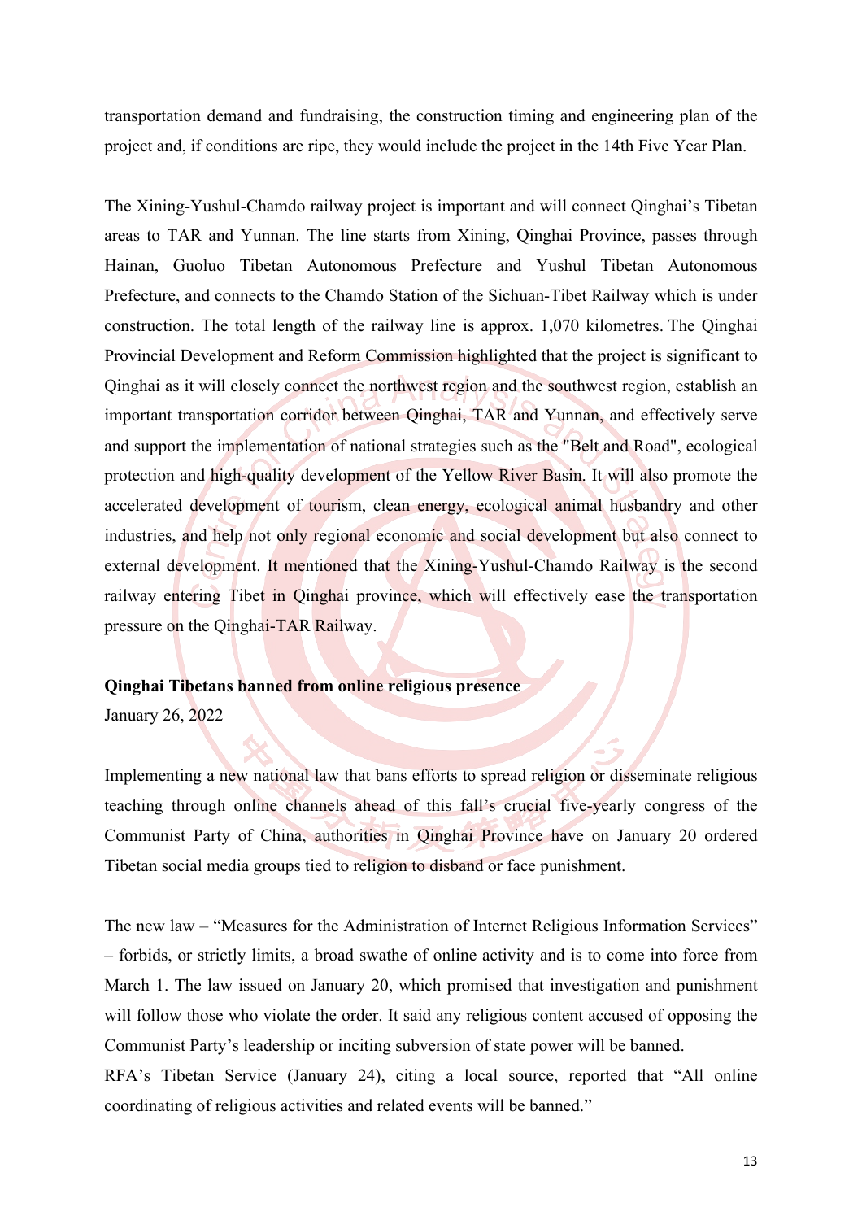transportation demand and fundraising, the construction timing and engineering plan of the project and, if conditions are ripe, they would include the project in the 14th Five Year Plan.

The Xining-Yushul-Chamdo railway project is important and will connect Qinghai's Tibetan areas to TAR and Yunnan. The line starts from Xining, Qinghai Province, passes through Hainan, Guoluo Tibetan Autonomous Prefecture and Yushul Tibetan Autonomous Prefecture, and connects to the Chamdo Station of the Sichuan-Tibet Railway which is under construction. The total length of the railway line is approx. 1,070 kilometres. The Qinghai Provincial Development and Reform Commission highlighted that the project is significant to Qinghai as it will closely connect the northwest region and the southwest region, establish an important transportation corridor between Qinghai, TAR and Yunnan, and effectively serve and support the implementation of national strategies such as the "Belt and Road", ecological protection and high-quality development of the Yellow River Basin. It will also promote the accelerated development of tourism, clean energy, ecological animal husbandry and other industries, and help not only regional economic and social development but also connect to external development. It mentioned that the Xining-Yushul-Chamdo Railway is the second railway entering Tibet in Qinghai province, which will effectively ease the transportation pressure on the Qinghai-TAR Railway.

**Qinghai Tibetans banned from online religious presence**

January 26, 2022

Implementing a new national law that bans efforts to spread religion or disseminate religious teaching through online channels ahead of this fall's crucial five-yearly congress of the Communist Party of China, authorities in Qinghai Province have on January 20 ordered Tibetan social media groups tied to religion to disband or face punishment.

The new law – "Measures for the Administration of Internet Religious Information Services" – forbids, or strictly limits, a broad swathe of online activity and is to come into force from March 1. The law issued on January 20, which promised that investigation and punishment will follow those who violate the order. It said any religious content accused of opposing the Communist Party's leadership or inciting subversion of state power will be banned.
RFA's Tibetan Service (January 24), citing a local source, reported that "All online coordinating of religious activities and related events will be banned."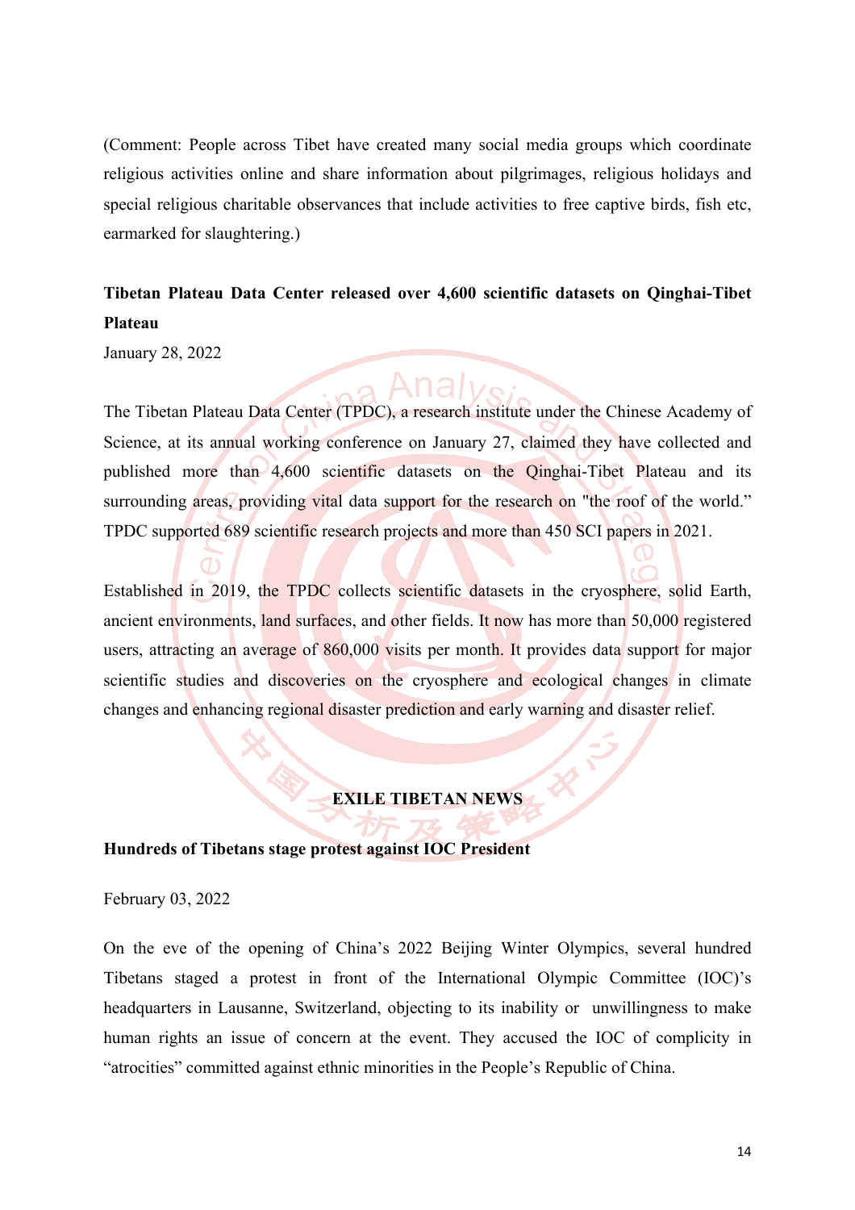(Comment: People across Tibet have created many social media groups which coordinate religious activities online and share information about pilgrimages, religious holidays and special religious charitable observances that include activities to free captive birds, fish etc, earmarked for slaughtering.)

**Tibetan Plateau Data Center released over 4,600 scientific datasets on Qinghai-Tibet Plateau**

January 28, 2022

The Tibetan Plateau Data Center (TPDC), a research institute under the Chinese Academy of Science, at its annual working conference on January 27, claimed they have collected and published more than 4,600 scientific datasets on the Qinghai-Tibet Plateau and its surrounding areas, providing vital data support for the research on "the roof of the world." TPDC supported 689 scientific research projects and more than 450 SCI papers in 2021.

Established in 2019, the TPDC collects scientific datasets in the cryosphere, solid Earth, ancient environments, land surfaces, and other fields. It now has more than 50,000 registered users, attracting an average of 860,000 visits per month. It provides data support for major scientific studies and discoveries on the cryosphere and ecological changes in climate changes and enhancing regional disaster prediction and early warning and disaster relief.

## EXILE TIBETAN NEWS

**Hundreds of Tibetans stage protest against IOC President**

February 03, 2022

On the eve of the opening of China's 2022 Beijing Winter Olympics, several hundred Tibetans staged a protest in front of the International Olympic Committee (IOC)'s headquarters in Lausanne, Switzerland, objecting to its inability or unwillingness to make human rights an issue of concern at the event. They accused the IOC of complicity in "atrocities" committed against ethnic minorities in the People's Republic of China.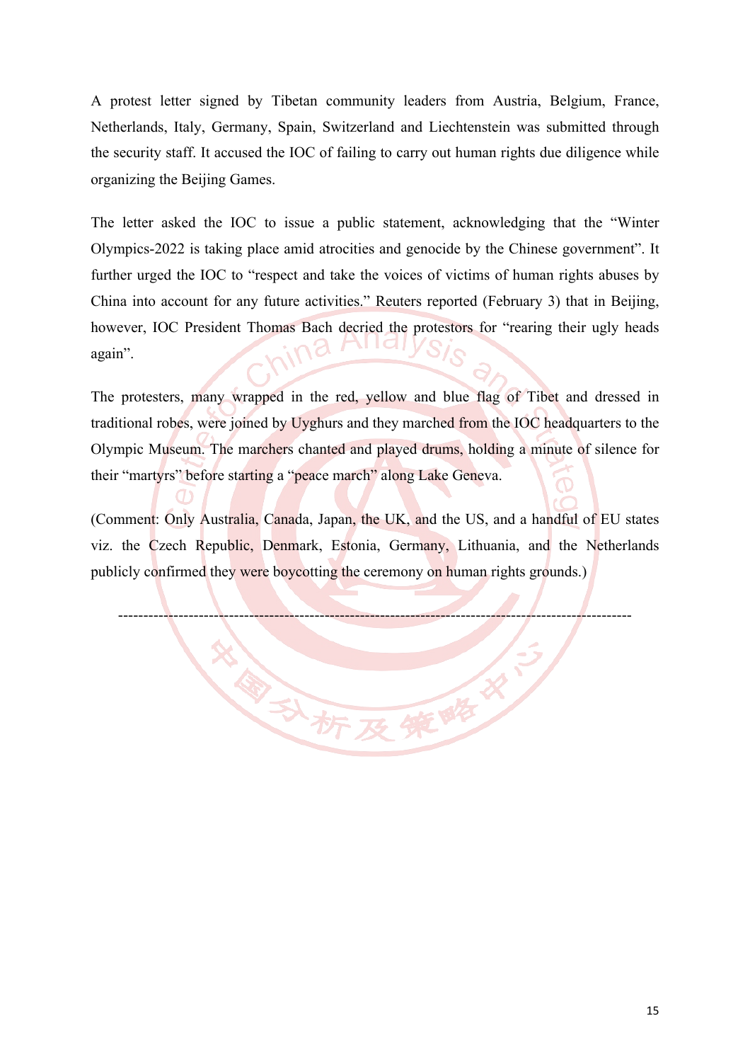A protest letter signed by Tibetan community leaders from Austria, Belgium, France, Netherlands, Italy, Germany, Spain, Switzerland and Liechtenstein was submitted through the security staff. It accused the IOC of failing to carry out human rights due diligence while organizing the Beijing Games.

The letter asked the IOC to issue a public statement, acknowledging that the "Winter Olympics-2022 is taking place amid atrocities and genocide by the Chinese government". It further urged the IOC to "respect and take the voices of victims of human rights abuses by China into account for any future activities." Reuters reported (February 3) that in Beijing, however, IOC President Thomas Bach decried the protestors for "rearing their ugly heads again".

The protesters, many wrapped in the red, yellow and blue flag of Tibet and dressed in traditional robes, were joined by Uyghurs and they marched from the IOC headquarters to the Olympic Museum. The marchers chanted and played drums, holding a minute of silence for their "martyrs" before starting a "peace march" along Lake Geneva.

(Comment: Only Australia, Canada, Japan, the UK, and the US, and a handful of EU states viz. the Czech Republic, Denmark, Estonia, Germany, Lithuania, and the Netherlands publicly confirmed they were boycotting the ceremony on human rights grounds.)

---